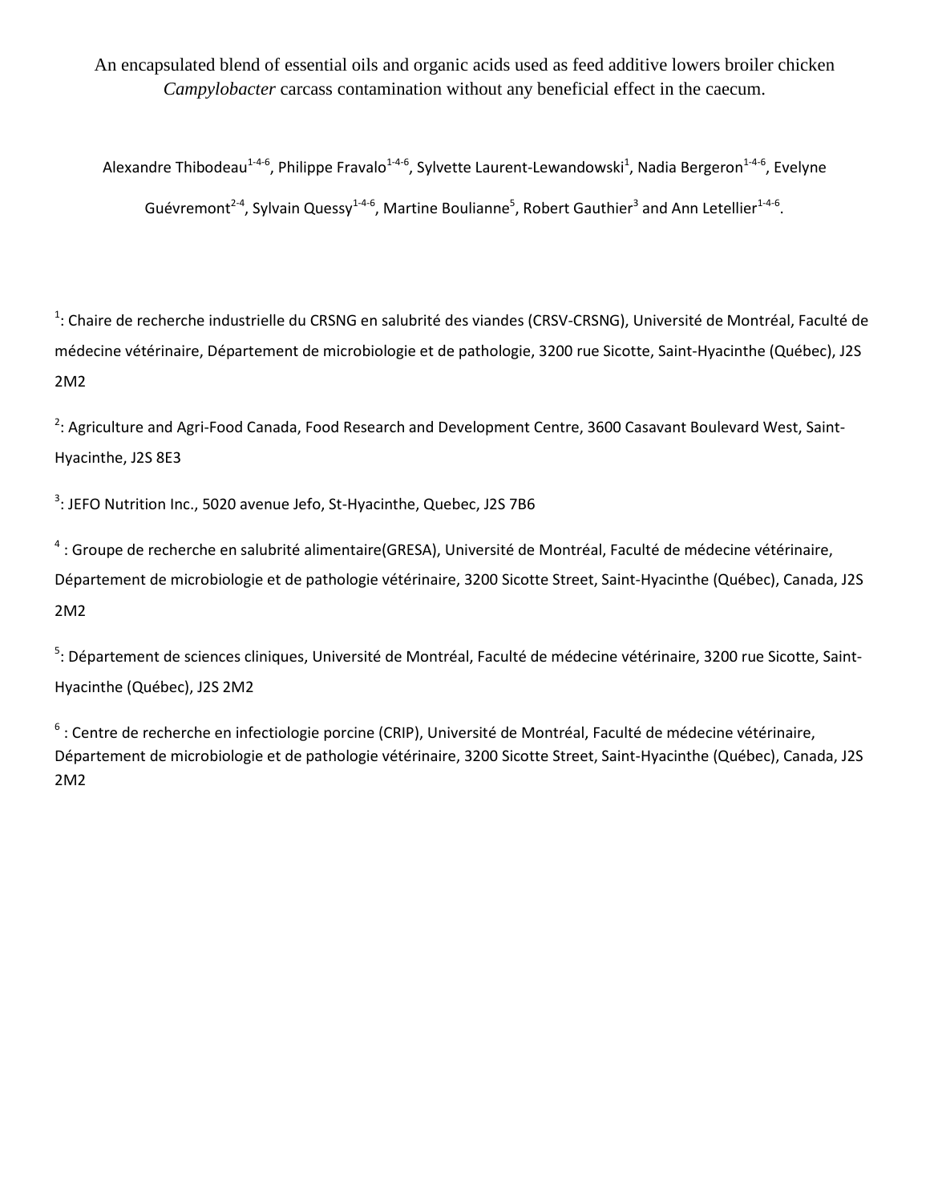# An encapsulated blend of essential oils and organic acids used as feed additive lowers broiler chicken *Campylobacter* carcass contamination without any beneficial effect in the caecum.

Alexandre Thibodeau[1-4-6], Philippe Fravalo[1-4-6], Sylvette Laurent-Lewandowski[1], Nadia Bergeron[1-4-6], Evelyne Guévremont[2-4], Sylvain Quessy[1-4-6], Martine Boulianne[5], Robert Gauthier[3] and Ann Letellier[1-4-6].

[1]: Chaire de recherche industrielle du CRSNG en salubrité des viandes (CRSV-CRSNG), Université de Montréal, Faculté de médecine vétérinaire, Département de microbiologie et de pathologie, 3200 rue Sicotte, Saint-Hyacinthe (Québec), J2S 2M2

[2]: Agriculture and Agri-Food Canada, Food Research and Development Centre, 3600 Casavant Boulevard West, Saint-Hyacinthe, J2S 8E3

[3]: JEFO Nutrition Inc., 5020 avenue Jefo, St-Hyacinthe, Quebec, J2S 7B6

[4] : Groupe de recherche en salubrité alimentaire(GRESA), Université de Montréal, Faculté de médecine vétérinaire, Département de microbiologie et de pathologie vétérinaire, 3200 Sicotte Street, Saint-Hyacinthe (Québec), Canada, J2S 2M2

[5]: Département de sciences cliniques, Université de Montréal, Faculté de médecine vétérinaire, 3200 rue Sicotte, Saint-Hyacinthe (Québec), J2S 2M2

[6] : Centre de recherche en infectiologie porcine (CRIP), Université de Montréal, Faculté de médecine vétérinaire, Département de microbiologie et de pathologie vétérinaire, 3200 Sicotte Street, Saint-Hyacinthe (Québec), Canada, J2S 2M2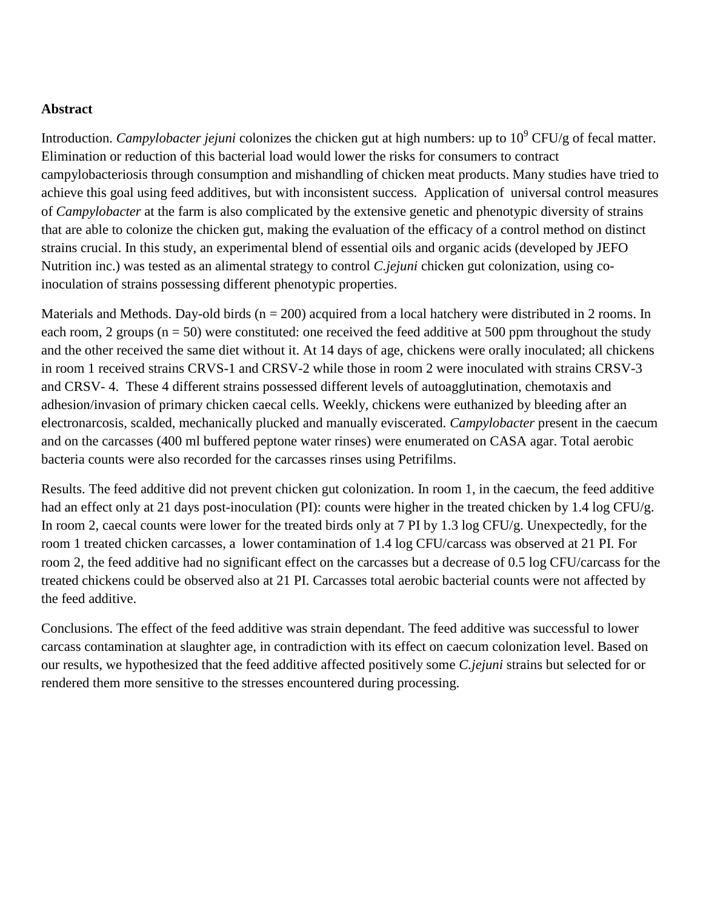**Abstract**

Introduction. *Campylobacter jejuni* colonizes the chicken gut at high numbers: up to $10^9$ CFU/g of fecal matter. Elimination or reduction of this bacterial load would lower the risks for consumers to contract campylobacteriosis through consumption and mishandling of chicken meat products. Many studies have tried to achieve this goal using feed additives, but with inconsistent success. Application of universal control measures of *Campylobacter* at the farm is also complicated by the extensive genetic and phenotypic diversity of strains that are able to colonize the chicken gut, making the evaluation of the efficacy of a control method on distinct strains crucial. In this study, an experimental blend of essential oils and organic acids (developed by JEFO Nutrition inc.) was tested as an alimental strategy to control *C.jejuni* chicken gut colonization, using co-inoculation of strains possessing different phenotypic properties.

Materials and Methods. Day-old birds (n = 200) acquired from a local hatchery were distributed in 2 rooms. In each room, 2 groups (n = 50) were constituted: one received the feed additive at 500 ppm throughout the study and the other received the same diet without it. At 14 days of age, chickens were orally inoculated; all chickens in room 1 received strains CRVS-1 and CRSV-2 while those in room 2 were inoculated with strains CRSV-3 and CRSV- 4. These 4 different strains possessed different levels of autoagglutination, chemotaxis and adhesion/invasion of primary chicken caecal cells. Weekly, chickens were euthanized by bleeding after an electronarcosis, scalded, mechanically plucked and manually eviscerated. *Campylobacter* present in the caecum and on the carcasses (400 ml buffered peptone water rinses) were enumerated on CASA agar. Total aerobic bacteria counts were also recorded for the carcasses rinses using Petrifilms.

Results. The feed additive did not prevent chicken gut colonization. In room 1, in the caecum, the feed additive had an effect only at 21 days post-inoculation (PI): counts were higher in the treated chicken by 1.4 log CFU/g. In room 2, caecal counts were lower for the treated birds only at 7 PI by 1.3 log CFU/g. Unexpectedly, for the room 1 treated chicken carcasses, a lower contamination of 1.4 log CFU/carcass was observed at 21 PI. For room 2, the feed additive had no significant effect on the carcasses but a decrease of 0.5 log CFU/carcass for the treated chickens could be observed also at 21 PI. Carcasses total aerobic bacterial counts were not affected by the feed additive.

Conclusions. The effect of the feed additive was strain dependant. The feed additive was successful to lower carcass contamination at slaughter age, in contradiction with its effect on caecum colonization level. Based on our results, we hypothesized that the feed additive affected positively some *C.jejuni* strains but selected for or rendered them more sensitive to the stresses encountered during processing.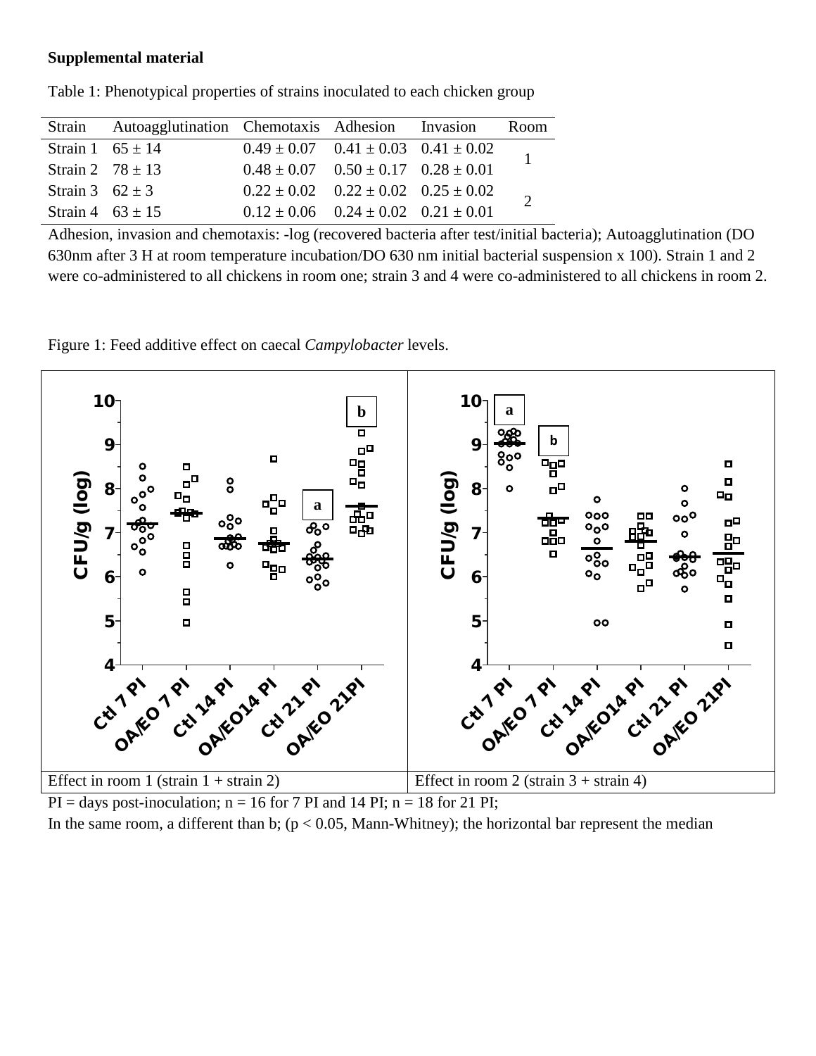**Supplemental material**

Table 1: Phenotypical properties of strains inoculated to each chicken group

| Strain | Autoagglutination | Chemotaxis | Adhesion | Invasion | Room |
|---|---|---|---|---|---|
| Strain 1 | 65 ± 14 | 0.49 ± 0.07 | 0.41 ± 0.03 | 0.41 ± 0.02 | 1 |
| Strain 2 | 78 ± 13 | 0.48 ± 0.07 | 0.50 ± 0.17 | 0.28 ± 0.01 | |
| Strain 3 | 62 ± 3 | 0.22 ± 0.02 | 0.22 ± 0.02 | 0.25 ± 0.02 | 2 |
| Strain 4 | 63 ± 15 | 0.12 ± 0.06 | 0.24 ± 0.02 | 0.21 ± 0.01 | |

Adhesion, invasion and chemotaxis: -log (recovered bacteria after test/initial bacteria); Autoagglutination (DO 630nm after 3 H at room temperature incubation/DO 630 nm initial bacterial suspension x 100). Strain 1 and 2 were co-administered to all chickens in room one; strain 3 and 4 were co-administered to all chickens in room 2.

Figure 1: Feed additive effect on caecal *Campylobacter* levels.

| Effect in room 1 (strain 1 + strain 2) | Effect in room 2 (strain 3 + strain 4) |
|---|---|

PI = days post-inoculation; n = 16 for 7 PI and 14 PI; n = 18 for 21 PI;

In the same room, a different than b; ($p < 0.05$, Mann-Whitney); the horizontal bar represent the median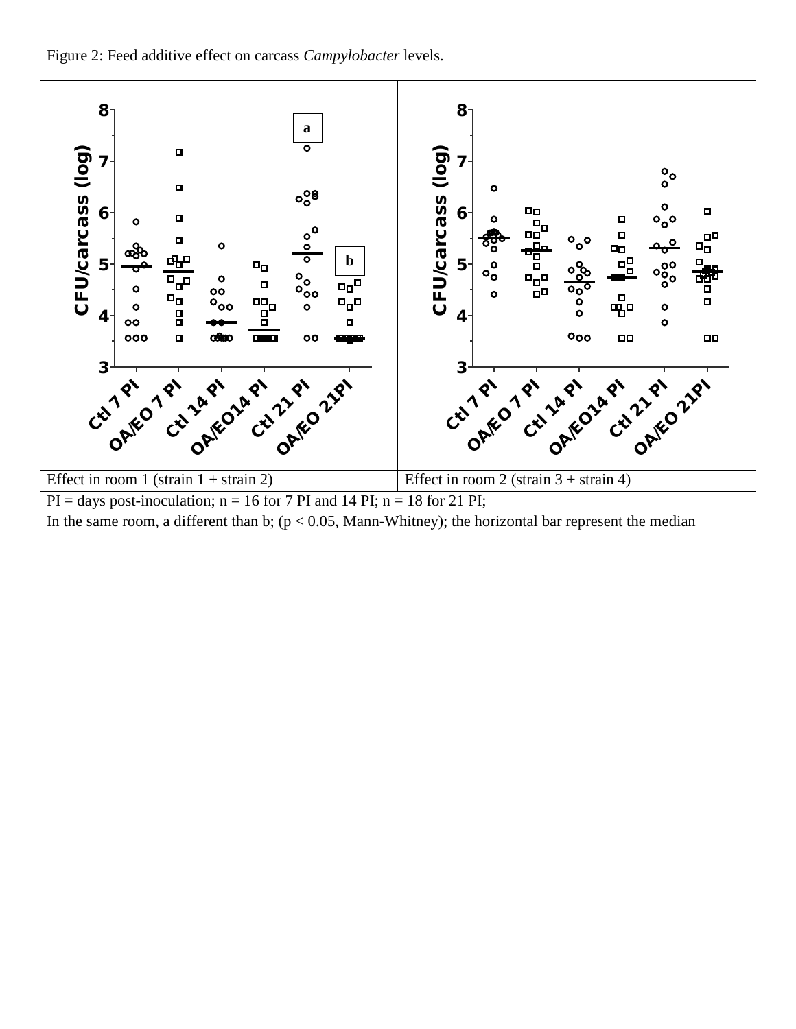Figure 2: Feed additive effect on carcass *Campylobacter* levels.

CFU/carcass (log)

8
7
6
5
4
3

a

b

Ctl 7 PI
OA/EO 7 PI
Ctl 14 PI
OA/EO14 PI
Ctl 21 PI
OA/EO 21PI

CFU/carcass (log)

8
7
6
5
4
3

Ctl 7 PI
OA/EO 7 PI
Ctl 14 PI
OA/EO14 PI
Ctl 21 PI
OA/EO 21PI

| Effect in room 1 (strain 1 + strain 2) | Effect in room 2 (strain 3 + strain 4) |
| --- | --- |

PI = days post-inoculation; n = 16 for 7 PI and 14 PI; n = 18 for 21 PI;

In the same room, a different than b; ($p < 0.05$, Mann-Whitney); the horizontal bar represent the median